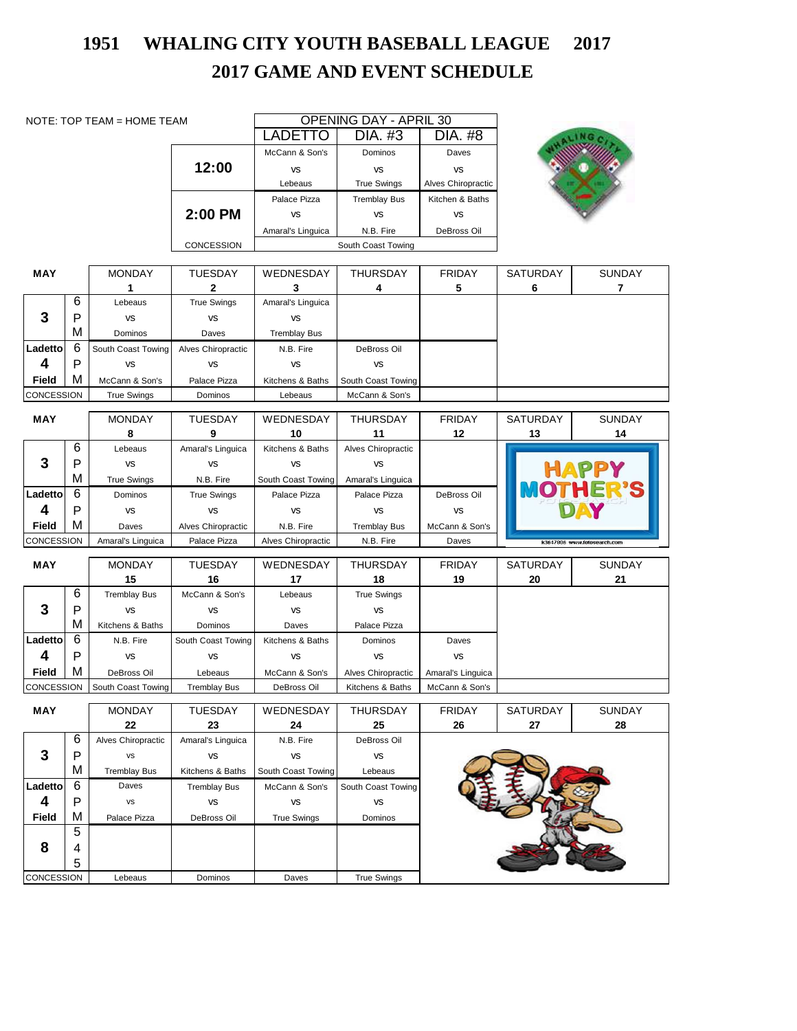# 1951 WHALING CITY YOUTH BASEBALL LEAGUE 2017

## 2017 GAME AND EVENT SCHEDULE

NOTE: TOP TEAM = HOME TEAM

| OPENING DAY - APRIL 30 | LADETTO | DIA. #3 | DIA. #8 |
|---|---|---|---|
| 12:00 | McCann & Son's vs Lebeaus | Dominos vs True Swings | Daves vs Alves Chiropractic |
| 2:00 PM | Palace Pizza vs Amaral's Linguica | Tremblay Bus vs N.B. Fire | Kitchen & Baths vs DeBross Oil |
| CONCESSION | South Coast Towing | | |

| MAY | | MONDAY 1 | TUESDAY 2 | WEDNESDAY 3 | THURSDAY 4 | FRIDAY 5 | SATURDAY 6 | SUNDAY 7 |
|---|---|---|---|---|---|---|---|---|
| 3 | 6 PM | Lebeaus vs Dominos | True Swings vs Daves | Amaral's Linguica vs Tremblay Bus | | | | |
| Ladetto 4 Field | 6 PM | South Coast Towing vs McCann & Son's | Alves Chiropractic vs Palace Pizza | N.B. Fire vs Kitchens & Baths | DeBross Oil vs South Coast Towing | | | |
| CONCESSION | | True Swings | Dominos | Lebeaus | McCann & Son's | | | |

| MAY | | MONDAY 8 | TUESDAY 9 | WEDNESDAY 10 | THURSDAY 11 | FRIDAY 12 | SATURDAY 13 | SUNDAY 14 |
|---|---|---|---|---|---|---|---|---|
| 3 | 6 PM | Lebeaus vs True Swings | Amaral's Linguica vs N.B. Fire | Kitchens & Baths vs South Coast Towing | Alves Chiropractic vs Amaral's Linguica | | HAPPY MOTHER'S DAY | |
| Ladetto 4 Field | 6 PM | Dominos vs Daves | True Swings vs Alves Chiropractic | Palace Pizza vs N.B. Fire | Palace Pizza vs Tremblay Bus | DeBross Oil vs McCann & Son's | | |
| CONCESSION | | Amaral's Linguica | Palace Pizza | Alves Chiropractic | N.B. Fire | Daves | | |

| MAY | | MONDAY 15 | TUESDAY 16 | WEDNESDAY 17 | THURSDAY 18 | FRIDAY 19 | SATURDAY 20 | SUNDAY 21 |
|---|---|---|---|---|---|---|---|---|
| 3 | 6 PM | Tremblay Bus vs Kitchens & Baths | McCann & Son's vs Dominos | Lebeaus vs Daves | True Swings vs Palace Pizza | | | |
| Ladetto 4 Field | 6 PM | N.B. Fire vs DeBross Oil | South Coast Towing vs Lebeaus | Kitchens & Baths vs McCann & Son's | Dominos vs Alves Chiropractic | Daves vs Amaral's Linguica | | |
| CONCESSION | | South Coast Towing | Tremblay Bus | DeBross Oil | Kitchens & Baths | McCann & Son's | | |

| MAY | | MONDAY 22 | TUESDAY 23 | WEDNESDAY 24 | THURSDAY 25 | FRIDAY 26 | SATURDAY 27 | SUNDAY 28 |
|---|---|---|---|---|---|---|---|---|
| 3 | 6 PM | Alves Chiropractic vs Tremblay Bus | Amaral's Linguica vs Kitchens & Baths | N.B. Fire vs South Coast Towing | DeBross Oil vs Lebeaus | | | |
| Ladetto 4 Field | 6 PM | Daves vs Palace Pizza | Tremblay Bus vs DeBross Oil | McCann & Son's vs True Swings | South Coast Towing vs Dominos | | | |
| 8 | 5:45 | | | | | | | |
| CONCESSION | | Lebeaus | Dominos | Daves | True Swings | | | |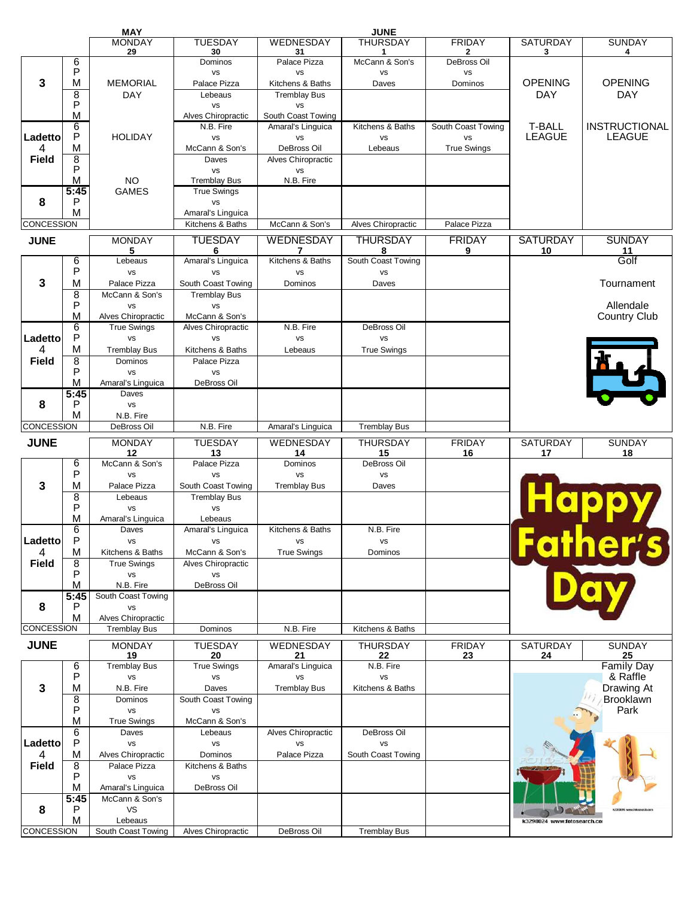| | | MAY | | | JUNE | | | |
|---|---|---|---|---|---|---|---|---|
| | | MONDAY 29 | TUESDAY 30 | WEDNESDAY 31 | THURSDAY 1 | FRIDAY 2 | SATURDAY 3 | SUNDAY 4 |
| 3 | 6 PM | MEMORIAL DAY | Dominos vs Palace Pizza | Palace Pizza vs Kitchens & Baths | McCann & Son's vs Daves | DeBross Oil vs Dominos | OPENING DAY | OPENING DAY |
| | 8 PM | | Lebeaus vs Alves Chiropractic | Tremblay Bus vs South Coast Towing | | | | |
| Ladetto 4 Field | 6 PM | HOLIDAY | N.B. Fire vs McCann & Son's | Amaral's Linguica vs DeBross Oil | Kitchens & Baths vs Lebeaus | South Coast Towing vs True Swings | T-BALL LEAGUE | INSTRUCTIONAL LEAGUE |
| | 8 PM | NO GAMES | Daves vs Tremblay Bus | Alves Chiropractic vs N.B. Fire | | | | |
| 8 | 5:45 PM | | True Swings vs Amaral's Linguica | | | | | |
| CONCESSION | | | Kitchens & Baths | McCann & Son's | Alves Chiropractic | Palace Pizza | | |

| JUNE | | MONDAY 5 | TUESDAY 6 | WEDNESDAY 7 | THURSDAY 8 | FRIDAY 9 | SATURDAY 10 | SUNDAY 11 |
|---|---|---|---|---|---|---|---|---|
| 3 | 6 PM | Lebeaus vs Palace Pizza | Amaral's Linguica vs South Coast Towing | Kitchens & Baths vs Dominos | South Coast Towing vs Daves | | | Golf Tournament Allendale Country Club |
| | 8 PM | McCann & Son's vs Alves Chiropractic | Tremblay Bus vs McCann & Son's | | | | | |
| Ladetto 4 Field | 6 PM | True Swings vs Tremblay Bus | Alves Chiropractic vs Kitchens & Baths | N.B. Fire vs Lebeaus | DeBross Oil vs True Swings | | | |
| | 8 PM | Dominos vs Amaral's Linguica | Palace Pizza vs DeBross Oil | | | | | |
| 8 | 5:45 PM | Daves vs N.B. Fire | | | | | | |
| CONCESSION | | DeBross Oil | N.B. Fire | Amaral's Linguica | Tremblay Bus | | | |

| JUNE | | MONDAY 12 | TUESDAY 13 | WEDNESDAY 14 | THURSDAY 15 | FRIDAY 16 | SATURDAY 17 | SUNDAY 18 |
|---|---|---|---|---|---|---|---|---|
| 3 | 6 PM | McCann & Son's vs Palace Pizza | Palace Pizza vs South Coast Towing | Dominos vs Tremblay Bus | DeBross Oil vs Daves | | Happy Father's Day | |
| | 8 PM | Lebeaus vs Amaral's Linguica | Tremblay Bus vs Lebeaus | | | | | |
| Ladetto 4 Field | 6 PM | Daves vs Kitchens & Baths | Amaral's Linguica vs McCann & Son's | Kitchens & Baths vs True Swings | N.B. Fire vs Dominos | | | |
| | 8 PM | True Swings vs N.B. Fire | Alves Chiropractic vs DeBross Oil | | | | | |
| 8 | 5:45 PM | South Coast Towing vs Alves Chiropractic | | | | | | |
| CONCESSION | | Tremblay Bus | Dominos | N.B. Fire | Kitchens & Baths | | | |

| JUNE | | MONDAY 19 | TUESDAY 20 | WEDNESDAY 21 | THURSDAY 22 | FRIDAY 23 | SATURDAY 24 | SUNDAY 25 |
|---|---|---|---|---|---|---|---|---|
| 3 | 6 PM | Tremblay Bus vs N.B. Fire | True Swings vs Daves | Amaral's Linguica vs Tremblay Bus | N.B. Fire vs Kitchens & Baths | | | Family Day & Raffle Drawing At Brooklawn Park |
| | 8 PM | Dominos vs True Swings | South Coast Towing vs McCann & Son's | | | | | |
| Ladetto 4 Field | 6 PM | Daves vs Alves Chiropractic | Lebeaus vs Dominos | Alves Chiropractic vs Palace Pizza | DeBross Oil vs South Coast Towing | | | |
| | 8 PM | Palace Pizza vs Amaral's Linguica | Kitchens & Baths vs DeBross Oil | | | | | |
| 8 | 5:45 PM | McCann & Son's VS Lebeaus | | | | | | |
| CONCESSION | | South Coast Towing | Alves Chiropractic | DeBross Oil | Tremblay Bus | | | |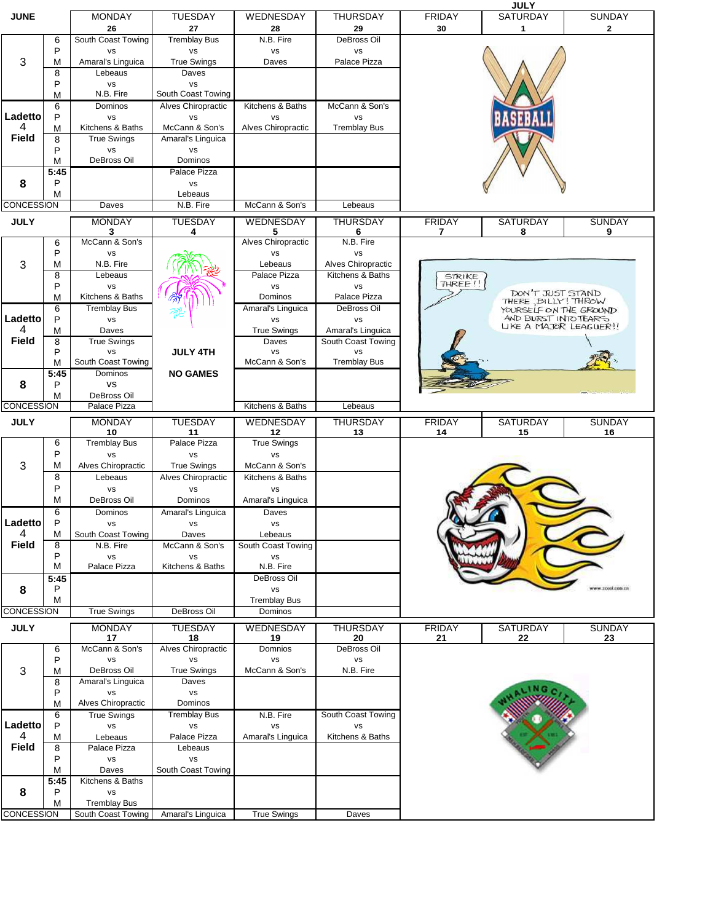| JUNE | | MONDAY 26 | TUESDAY 27 | WEDNESDAY 28 | THURSDAY 29 | FRIDAY 30 | JULY SATURDAY 1 | SUNDAY 2 |
|---|---|---|---|---|---|---|---|---|
| 3 | 6 PM | South Coast Towing vs Amaral's Linguica | Tremblay Bus vs True Swings | N.B. Fire vs Daves | DeBross Oil vs Palace Pizza | | | |
| 3 | 8 PM | Lebeaus vs N.B. Fire | Daves vs South Coast Towing | | | | | |
| Ladetto 4 Field | 6 PM | Dominos vs Kitchens & Baths | Alves Chiropractic vs McCann & Son's | Kitchens & Baths vs Alves Chiropractic | McCann & Son's vs Tremblay Bus | | | |
| Ladetto 4 Field | 8 PM | True Swings vs DeBross Oil | Amaral's Linguica vs Dominos | | | | | |
| 8 | 5:45 PM | | Palace Pizza vs Lebeaus | | | | | |
| CONCESSION | | Daves | N.B. Fire | McCann & Son's | Lebeaus | | | |

| JULY | | MONDAY 3 | TUESDAY 4 | WEDNESDAY 5 | THURSDAY 6 | FRIDAY 7 | SATURDAY 8 | SUNDAY 9 |
|---|---|---|---|---|---|---|---|---|
| 3 | 6 PM | McCann & Son's vs N.B. Fire | | Alves Chiropractic vs Lebeaus | N.B. Fire vs Alves Chiropractic | | | |
| 3 | 8 PM | Lebeaus vs Kitchens & Baths | | Palace Pizza vs Dominos | Kitchens & Baths vs Palace Pizza | | | |
| Ladetto 4 Field | 6 PM | Tremblay Bus vs Daves | | Amaral's Linguica vs True Swings | DeBross Oil vs Amaral's Linguica | | | |
| Ladetto 4 Field | 8 PM | True Swings vs South Coast Towing | **JULY 4TH** | Daves vs McCann & Son's | South Coast Towing vs Tremblay Bus | | | |
| 8 | 5:45 PM | Dominos VS DeBross Oil | **NO GAMES** | | | | | |
| CONCESSION | | Palace Pizza | | Kitchens & Baths | Lebeaus | | | |

| JULY | | MONDAY 10 | TUESDAY 11 | WEDNESDAY 12 | THURSDAY 13 | FRIDAY 14 | SATURDAY 15 | SUNDAY 16 |
|---|---|---|---|---|---|---|---|---|
| 3 | 6 PM | Tremblay Bus vs Alves Chiropractic | Palace Pizza vs True Swings | True Swings vs McCann & Son's | | | | |
| 3 | 8 PM | Lebeaus vs DeBross Oil | Alves Chiropractic vs Dominos | Kitchens & Baths vs Amaral's Linguica | | | | |
| Ladetto 4 Field | 6 PM | Dominos vs South Coast Towing | Amaral's Linguica vs Daves | Daves vs Lebeaus | | | | |
| Ladetto 4 Field | 8 PM | N.B. Fire vs Palace Pizza | McCann & Son's vs Kitchens & Baths | South Coast Towing vs N.B. Fire | | | | |
| 8 | 5:45 PM | | | DeBross Oil vs Tremblay Bus | | | | |
| CONCESSION | | True Swings | DeBross Oil | Dominos | | | | |

| JULY | | MONDAY 17 | TUESDAY 18 | WEDNESDAY 19 | THURSDAY 20 | FRIDAY 21 | SATURDAY 22 | SUNDAY 23 |
|---|---|---|---|---|---|---|---|---|
| 3 | 6 PM | McCann & Son's vs DeBross Oil | Alves Chiropractic vs True Swings | Domnios vs McCann & Son's | DeBross Oil vs N.B. Fire | | | |
| 3 | 8 PM | Amaral's Linguica vs Alves Chiropractic | Daves vs Dominos | | | | | |
| Ladetto 4 Field | 6 PM | True Swings vs Lebeaus | Tremblay Bus vs Palace Pizza | N.B. Fire vs Amaral's Linguica | South Coast Towing vs Kitchens & Baths | | | |
| Ladetto 4 Field | 8 PM | Palace Pizza vs Daves | Lebeaus vs South Coast Towing | | | | | |
| 8 | 5:45 PM | Kitchens & Baths vs Tremblay Bus | | | | | | |
| CONCESSION | | South Coast Towing | Amaral's Linguica | True Swings | Daves | | | |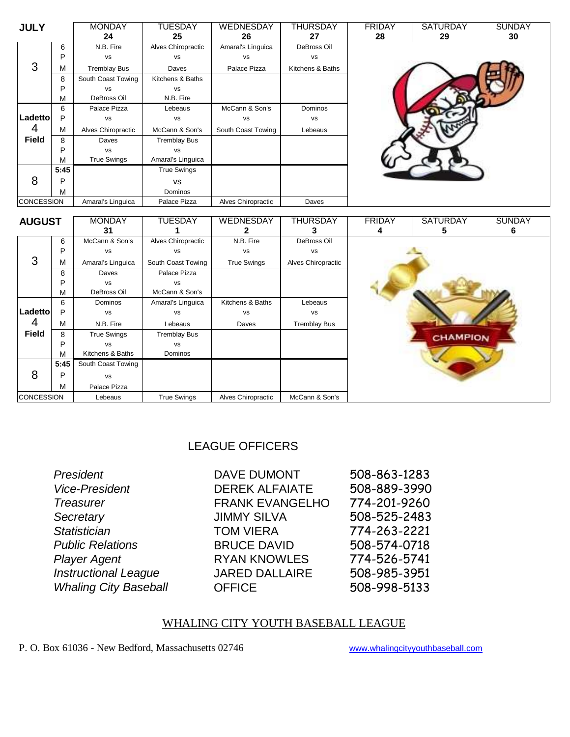| JULY | | MONDAY 24 | TUESDAY 25 | WEDNESDAY 26 | THURSDAY 27 | FRIDAY 28 | SATURDAY 29 | SUNDAY 30 |
|---|---|---|---|---|---|---|---|---|
| 3 | 6 P M | N.B. Fire vs Tremblay Bus | Alves Chiropractic vs Daves | Amaral's Linguica vs Palace Pizza | DeBross Oil vs Kitchens & Baths | | | |
| | 8 P M | South Coast Towing vs DeBross Oil | Kitchens & Baths vs N.B. Fire | | | | | |
| Ladetto 4 Field | 6 P M | Palace Pizza vs Alves Chiropractic | Lebeaus vs McCann & Son's | McCann & Son's vs South Coast Towing | Dominos vs Lebeaus | | | |
| | 8 P M | Daves vs True Swings | Tremblay Bus vs Amaral's Linguica | | | | | |
| 8 | 5:45 P M | | True Swings vs Dominos | | | | | |
| CONCESSION | | Amaral's Linguica | Palace Pizza | Alves Chiropractic | Daves | | | |

| AUGUST | | MONDAY 31 | TUESDAY 1 | WEDNESDAY 2 | THURSDAY 3 | FRIDAY 4 | SATURDAY 5 | SUNDAY 6 |
|---|---|---|---|---|---|---|---|---|
| 3 | 6 P M | McCann & Son's vs Amaral's Linguica | Alves Chiropractic vs South Coast Towing | N.B. Fire vs True Swings | DeBross Oil vs Alves Chiropractic | | | |
| | 8 P M | Daves vs DeBross Oil | Palace Pizza vs McCann & Son's | | | | | |
| Ladetto 4 Field | 6 P M | Dominos vs N.B. Fire | Amaral's Linguica vs Lebeaus | Kitchens & Baths vs Daves | Lebeaus vs Tremblay Bus | | | |
| | 8 P M | True Swings vs Kitchens & Baths | Tremblay Bus vs Dominos | | | | | |
| 8 | 5:45 P M | South Coast Towing vs Palace Pizza | | | | | | |
| CONCESSION | | Lebeaus | True Swings | Alves Chiropractic | McCann & Son's | | | |

## LEAGUE OFFICERS

| | | |
|---|---|---|
| *President* | DAVE DUMONT | 508-863-1283 |
| *Vice-President* | DEREK ALFAIATE | 508-889-3990 |
| *Treasurer* | FRANK EVANGELHO | 774-201-9260 |
| *Secretary* | JIMMY SILVA | 508-525-2483 |
| *Statistician* | TOM VIERA | 774-263-2221 |
| *Public Relations* | BRUCE DAVID | 508-574-0718 |
| *Player Agent* | RYAN KNOWLES | 774-526-5741 |
| *Instructional League* | JARED DALLAIRE | 508-985-3951 |
| *Whaling City Baseball* | OFFICE | 508-998-5133 |

WHALING CITY YOUTH BASEBALL LEAGUE

P. O. Box 61036 - New Bedford, Massachusetts 02746

www.whalingcityyouthbaseball.com